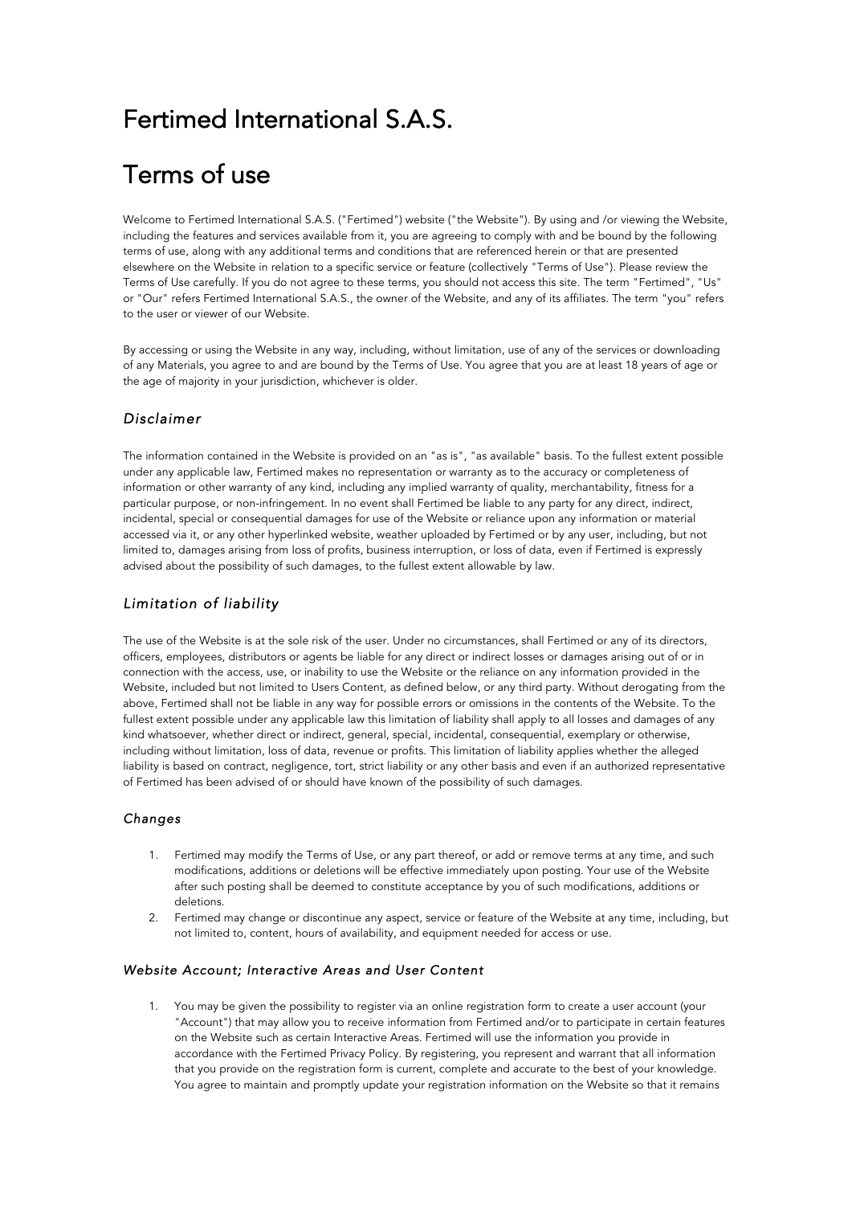# Fertimed International S.A.S.

# Terms of use

Welcome to Fertimed International S.A.S. ("Fertimed") website ("the Website"). By using and /or viewing the Website, including the features and services available from it, you are agreeing to comply with and be bound by the following terms of use, along with any additional terms and conditions that are referenced herein or that are presented elsewhere on the Website in relation to a specific service or feature (collectively "Terms of Use"). Please review the Terms of Use carefully. If you do not agree to these terms, you should not access this site. The term "Fertimed", "Us" or "Our" refers Fertimed International S.A.S., the owner of the Website, and any of its affiliates. The term "you" refers to the user or viewer of our Website.

By accessing or using the Website in any way, including, without limitation, use of any of the services or downloading of any Materials, you agree to and are bound by the Terms of Use. You agree that you are at least 18 years of age or the age of majority in your jurisdiction, whichever is older.

### *Disclaimer*

The information contained in the Website is provided on an "as is", "as available" basis. To the fullest extent possible under any applicable law, Fertimed makes no representation or warranty as to the accuracy or completeness of information or other warranty of any kind, including any implied warranty of quality, merchantability, fitness for a particular purpose, or non-infringement. In no event shall Fertimed be liable to any party for any direct, indirect, incidental, special or consequential damages for use of the Website or reliance upon any information or material accessed via it, or any other hyperlinked website, weather uploaded by Fertimed or by any user, including, but not limited to, damages arising from loss of profits, business interruption, or loss of data, even if Fertimed is expressly advised about the possibility of such damages, to the fullest extent allowable by law.

### *Limitation of liability*

The use of the Website is at the sole risk of the user. Under no circumstances, shall Fertimed or any of its directors, officers, employees, distributors or agents be liable for any direct or indirect losses or damages arising out of or in connection with the access, use, or inability to use the Website or the reliance on any information provided in the Website, included but not limited to Users Content, as defined below, or any third party. Without derogating from the above, Fertimed shall not be liable in any way for possible errors or omissions in the contents of the Website. To the fullest extent possible under any applicable law this limitation of liability shall apply to all losses and damages of any kind whatsoever, whether direct or indirect, general, special, incidental, consequential, exemplary or otherwise, including without limitation, loss of data, revenue or profits. This limitation of liability applies whether the alleged liability is based on contract, negligence, tort, strict liability or any other basis and even if an authorized representative of Fertimed has been advised of or should have known of the possibility of such damages.

### *Changes*

1. Fertimed may modify the Terms of Use, or any part thereof, or add or remove terms at any time, and such modifications, additions or deletions will be effective immediately upon posting. Your use of the Website after such posting shall be deemed to constitute acceptance by you of such modifications, additions or deletions.
2. Fertimed may change or discontinue any aspect, service or feature of the Website at any time, including, but not limited to, content, hours of availability, and equipment needed for access or use.

### *Website Account; Interactive Areas and User Content*

1. You may be given the possibility to register via an online registration form to create a user account (your "Account") that may allow you to receive information from Fertimed and/or to participate in certain features on the Website such as certain Interactive Areas. Fertimed will use the information you provide in accordance with the Fertimed Privacy Policy. By registering, you represent and warrant that all information that you provide on the registration form is current, complete and accurate to the best of your knowledge. You agree to maintain and promptly update your registration information on the Website so that it remains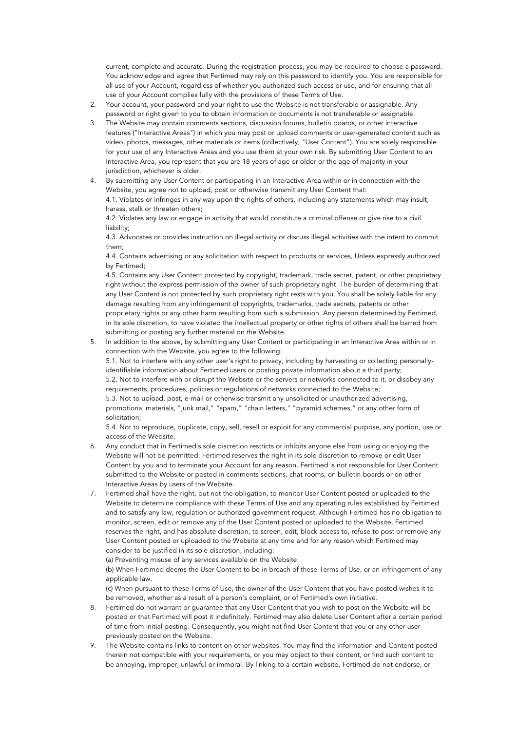current, complete and accurate. During the registration process, you may be required to choose a password. You acknowledge and agree that Fertimed may rely on this password to identify you. You are responsible for all use of your Account, regardless of whether you authorized such access or use, and for ensuring that all use of your Account complies fully with the provisions of these Terms of Use.

2. Your account, your password and your right to use the Website is not transferable or assignable. Any password or right given to you to obtain information or documents is not transferable or assignable.
3. The Website may contain comments sections, discussion forums, bulletin boards, or other interactive features ("Interactive Areas") in which you may post or upload comments or user-generated content such as video, photos, messages, other materials or items (collectively, "User Content"). You are solely responsible for your use of any Interactive Areas and you use them at your own risk. By submitting User Content to an Interactive Area, you represent that you are 18 years of age or older or the age of majority in your jurisdiction, whichever is older.
4. By submitting any User Content or participating in an Interactive Area within or in connection with the Website, you agree not to upload, post or otherwise transmit any User Content that:
   4.1. Violates or infringes in any way upon the rights of others, including any statements which may insult, harass, stalk or threaten others;
   4.2. Violates any law or engage in activity that would constitute a criminal offense or give rise to a civil liability;
   4.3. Advocates or provides instruction on illegal activity or discuss illegal activities with the intent to commit them;
   4.4. Contains advertising or any solicitation with respect to products or services, Unless expressly authorized by Fertimed;
   4.5. Contains any User Content protected by copyright, trademark, trade secret, patent, or other proprietary right without the express permission of the owner of such proprietary right. The burden of determining that any User Content is not protected by such proprietary right rests with you. You shall be solely liable for any damage resulting from any infringement of copyrights, trademarks, trade secrets, patents or other proprietary rights or any other harm resulting from such a submission. Any person determined by Fertimed, in its sole discretion, to have violated the intellectual property or other rights of others shall be barred from submitting or posting any further material on the Website.
5. In addition to the above, by submitting any User Content or participating in an Interactive Area within or in connection with the Website, you agree to the following:
   5.1. Not to interfere with any other user's right to privacy, including by harvesting or collecting personally-identifiable information about Fertimed users or posting private information about a third party;
   5.2. Not to interfere with or disrupt the Website or the servers or networks connected to it, or disobey any requirements, procedures, policies or regulations of networks connected to the Website;
   5.3. Not to upload, post, e-mail or otherwise transmit any unsolicited or unauthorized advertising, promotional materials, "junk mail," "spam," "chain letters," "pyramid schemes," or any other form of solicitation;
   5.4. Not to reproduce, duplicate, copy, sell, resell or exploit for any commercial purpose, any portion, use or access of the Website.
6. Any conduct that in Fertimed's sole discretion restricts or inhibits anyone else from using or enjoying the Website will not be permitted. Fertimed reserves the right in its sole discretion to remove or edit User Content by you and to terminate your Account for any reason. Fertimed is not responsible for User Content submitted to the Website or posted in comments sections, chat rooms, on bulletin boards or on other Interactive Areas by users of the Website.
7. Fertimed shall have the right, but not the obligation, to monitor User Content posted or uploaded to the Website to determine compliance with these Terms of Use and any operating rules established by Fertimed and to satisfy any law, regulation or authorized government request. Although Fertimed has no obligation to monitor, screen, edit or remove any of the User Content posted or uploaded to the Website, Fertimed reserves the right, and has absolute discretion, to screen, edit, block access to, refuse to post or remove any User Content posted or uploaded to the Website at any time and for any reason which Fertimed may consider to be justified in its sole discretion, including:
   (a) Preventing misuse of any services available on the Website.
   (b) When Fertimed deems the User Content to be in breach of these Terms of Use, or an infringement of any applicable law.
   (c) When pursuant to these Terms of Use, the owner of the User Content that you have posted wishes it to be removed, whether as a result of a person's complaint, or of Fertimed's own initiative.
8. Fertimed do not warrant or guarantee that any User Content that you wish to post on the Website will be posted or that Fertimed will post it indefinitely. Fertimed may also delete User Content after a certain period of time from initial posting. Consequently, you might not find User Content that you or any other user previously posted on the Website.
9. The Website contains links to content on other websites. You may find the information and Content posted therein not compatible with your requirements, or you may object to their content, or find such content to be annoying, improper, unlawful or immoral. By linking to a certain website, Fertimed do not endorse, or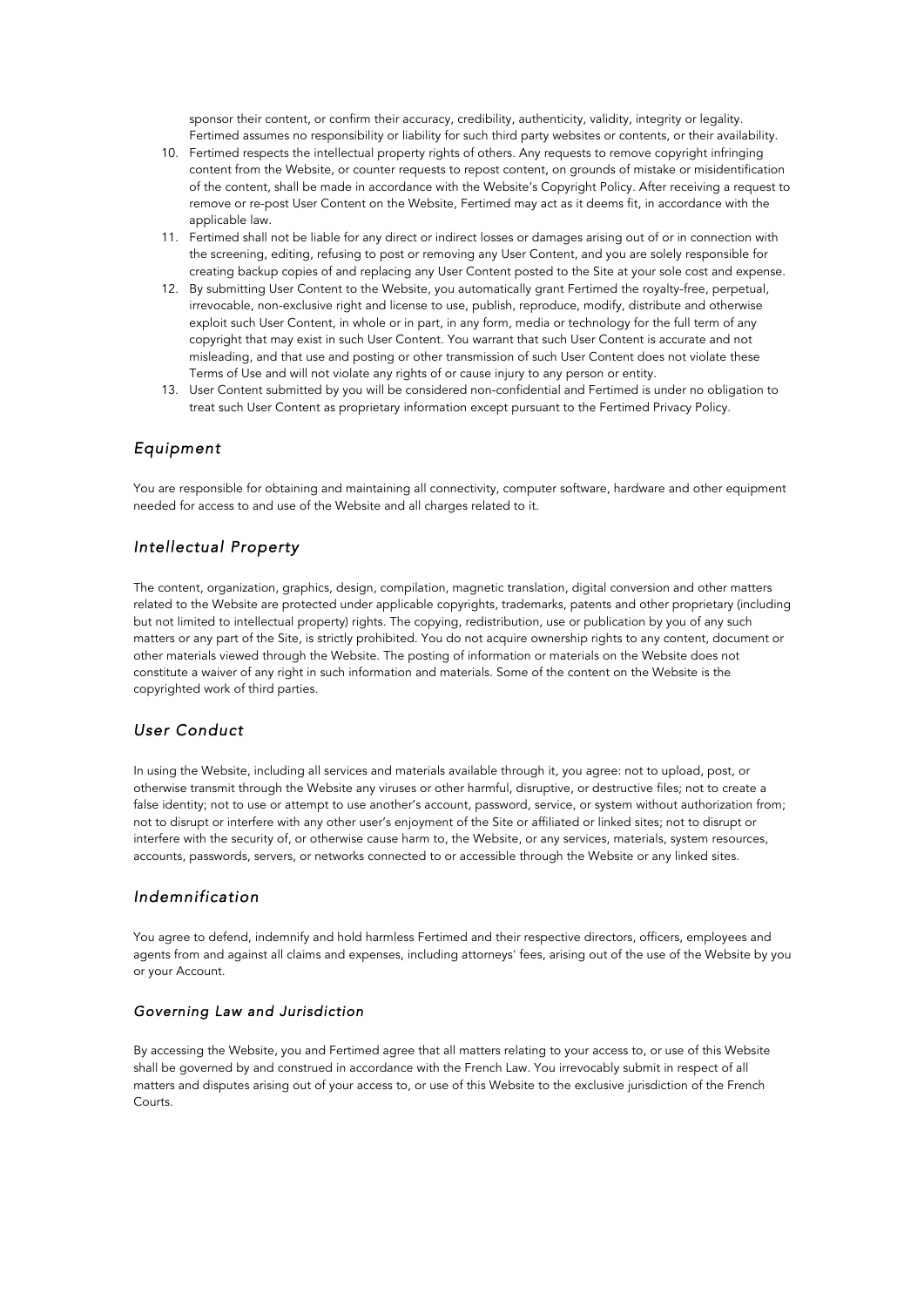sponsor their content, or confirm their accuracy, credibility, authenticity, validity, integrity or legality. Fertimed assumes no responsibility or liability for such third party websites or contents, or their availability.

10. Fertimed respects the intellectual property rights of others. Any requests to remove copyright infringing content from the Website, or counter requests to repost content, on grounds of mistake or misidentification of the content, shall be made in accordance with the Website's Copyright Policy. After receiving a request to remove or re-post User Content on the Website, Fertimed may act as it deems fit, in accordance with the applicable law.
11. Fertimed shall not be liable for any direct or indirect losses or damages arising out of or in connection with the screening, editing, refusing to post or removing any User Content, and you are solely responsible for creating backup copies of and replacing any User Content posted to the Site at your sole cost and expense.
12. By submitting User Content to the Website, you automatically grant Fertimed the royalty-free, perpetual, irrevocable, non-exclusive right and license to use, publish, reproduce, modify, distribute and otherwise exploit such User Content, in whole or in part, in any form, media or technology for the full term of any copyright that may exist in such User Content. You warrant that such User Content is accurate and not misleading, and that use and posting or other transmission of such User Content does not violate these Terms of Use and will not violate any rights of or cause injury to any person or entity.
13. User Content submitted by you will be considered non-confidential and Fertimed is under no obligation to treat such User Content as proprietary information except pursuant to the Fertimed Privacy Policy.

## *Equipment*

You are responsible for obtaining and maintaining all connectivity, computer software, hardware and other equipment needed for access to and use of the Website and all charges related to it.

## *Intellectual Property*

The content, organization, graphics, design, compilation, magnetic translation, digital conversion and other matters related to the Website are protected under applicable copyrights, trademarks, patents and other proprietary (including but not limited to intellectual property) rights. The copying, redistribution, use or publication by you of any such matters or any part of the Site, is strictly prohibited. You do not acquire ownership rights to any content, document or other materials viewed through the Website. The posting of information or materials on the Website does not constitute a waiver of any right in such information and materials. Some of the content on the Website is the copyrighted work of third parties.

## *User Conduct*

In using the Website, including all services and materials available through it, you agree: not to upload, post, or otherwise transmit through the Website any viruses or other harmful, disruptive, or destructive files; not to create a false identity; not to use or attempt to use another's account, password, service, or system without authorization from; not to disrupt or interfere with any other user's enjoyment of the Site or affiliated or linked sites; not to disrupt or interfere with the security of, or otherwise cause harm to, the Website, or any services, materials, system resources, accounts, passwords, servers, or networks connected to or accessible through the Website or any linked sites.

## *Indemnification*

You agree to defend, indemnify and hold harmless Fertimed and their respective directors, officers, employees and agents from and against all claims and expenses, including attorneys' fees, arising out of the use of the Website by you or your Account.

### *Governing Law and Jurisdiction*

By accessing the Website, you and Fertimed agree that all matters relating to your access to, or use of this Website shall be governed by and construed in accordance with the French Law. You irrevocably submit in respect of all matters and disputes arising out of your access to, or use of this Website to the exclusive jurisdiction of the French Courts.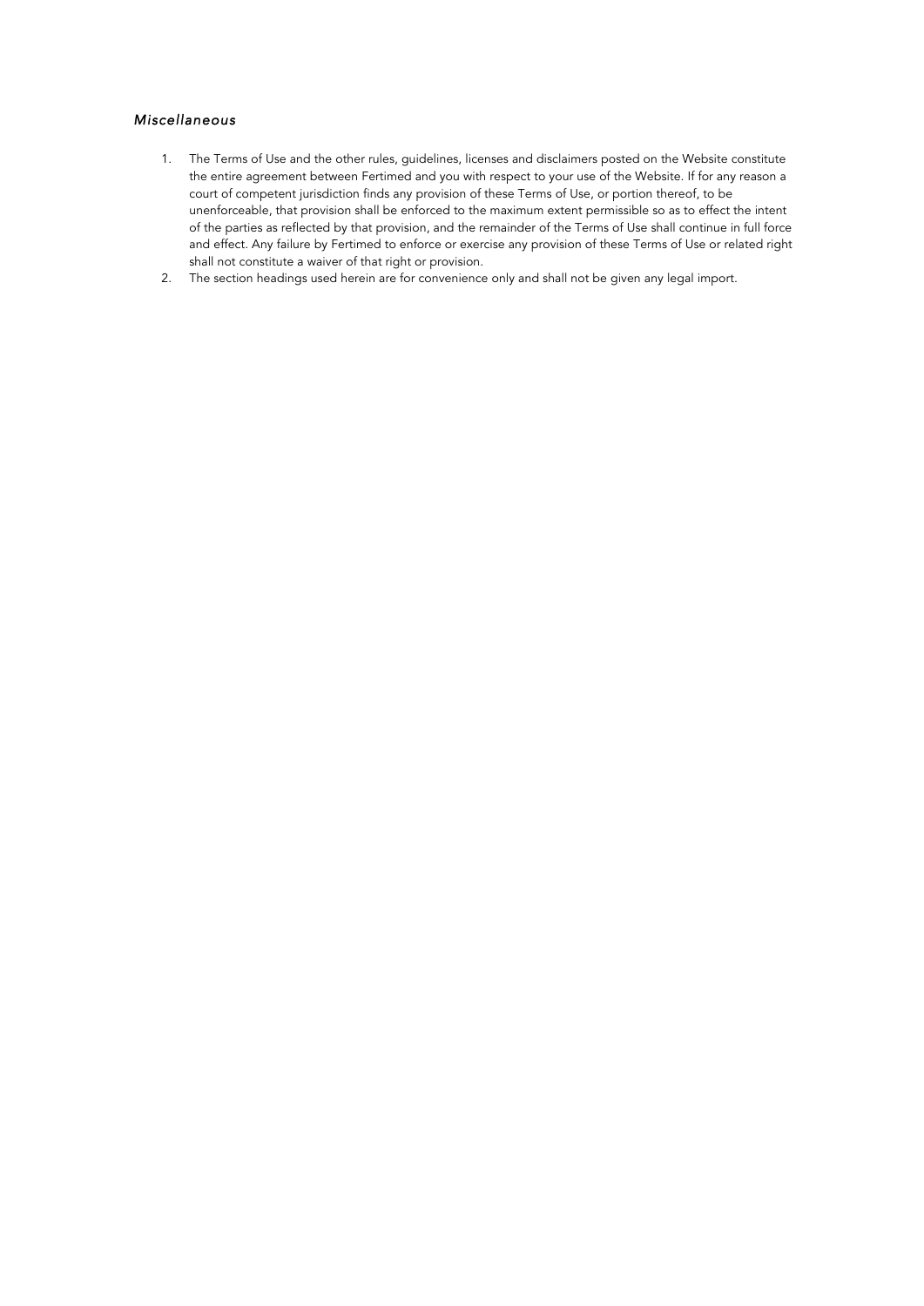### *Miscellaneous*

1. The Terms of Use and the other rules, guidelines, licenses and disclaimers posted on the Website constitute the entire agreement between Fertimed and you with respect to your use of the Website. If for any reason a court of competent jurisdiction finds any provision of these Terms of Use, or portion thereof, to be unenforceable, that provision shall be enforced to the maximum extent permissible so as to effect the intent of the parties as reflected by that provision, and the remainder of the Terms of Use shall continue in full force and effect. Any failure by Fertimed to enforce or exercise any provision of these Terms of Use or related right shall not constitute a waiver of that right or provision.
2. The section headings used herein are for convenience only and shall not be given any legal import.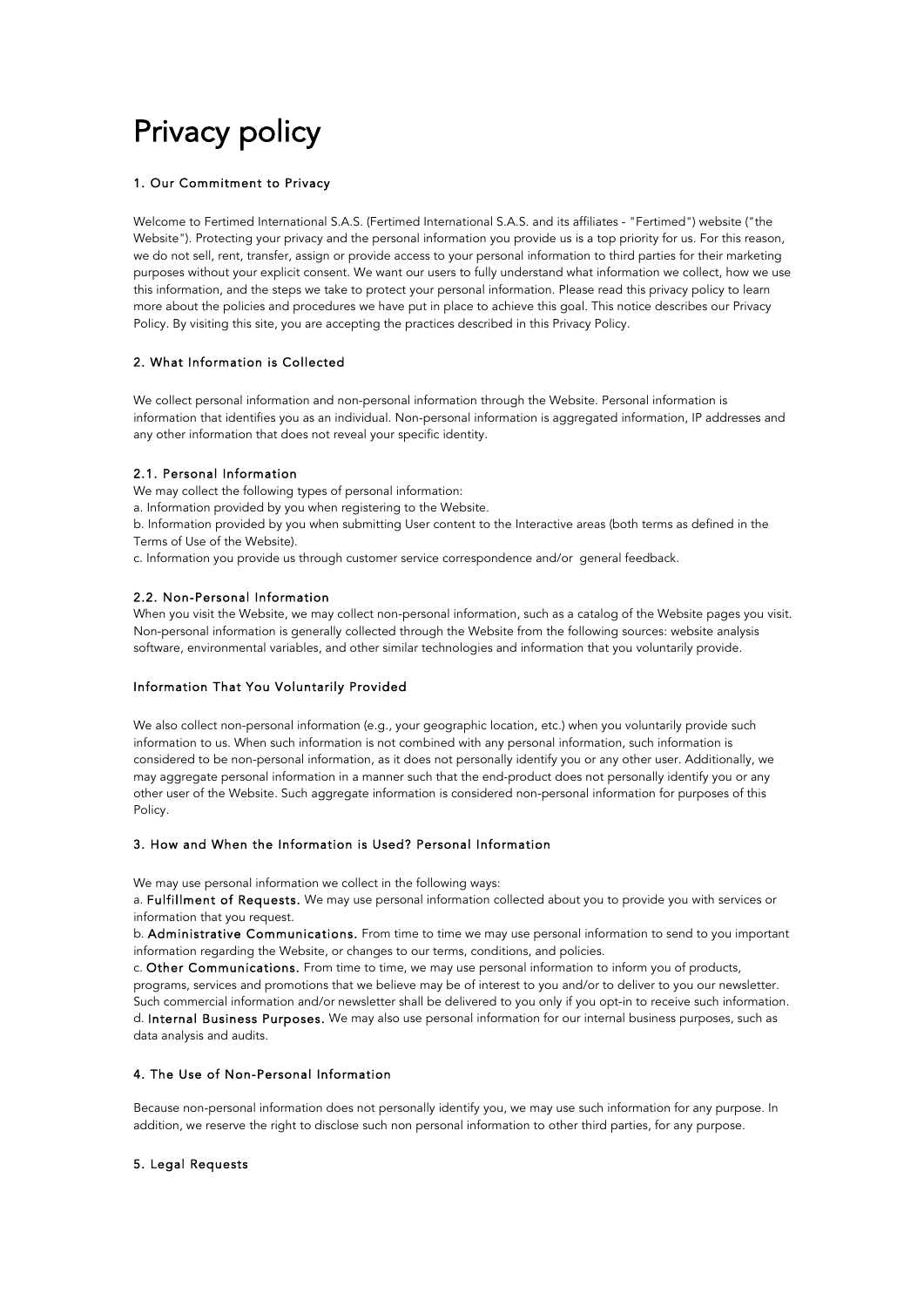# Privacy policy

## 1. Our Commitment to Privacy

Welcome to Fertimed International S.A.S. (Fertimed International S.A.S. and its affiliates - "Fertimed") website ("the Website"). Protecting your privacy and the personal information you provide us is a top priority for us. For this reason, we do not sell, rent, transfer, assign or provide access to your personal information to third parties for their marketing purposes without your explicit consent. We want our users to fully understand what information we collect, how we use this information, and the steps we take to protect your personal information. Please read this privacy policy to learn more about the policies and procedures we have put in place to achieve this goal. This notice describes our Privacy Policy. By visiting this site, you are accepting the practices described in this Privacy Policy.

## 2. What Information is Collected

We collect personal information and non-personal information through the Website. Personal information is information that identifies you as an individual. Non-personal information is aggregated information, IP addresses and any other information that does not reveal your specific identity.

### 2.1. Personal Information

We may collect the following types of personal information:

a. Information provided by you when registering to the Website.

b. Information provided by you when submitting User content to the Interactive areas (both terms as defined in the Terms of Use of the Website).

c. Information you provide us through customer service correspondence and/or general feedback.

### 2.2. Non-Personal Information

When you visit the Website, we may collect non-personal information, such as a catalog of the Website pages you visit. Non-personal information is generally collected through the Website from the following sources: website analysis software, environmental variables, and other similar technologies and information that you voluntarily provide.

### Information That You Voluntarily Provided

We also collect non-personal information (e.g., your geographic location, etc.) when you voluntarily provide such information to us. When such information is not combined with any personal information, such information is considered to be non-personal information, as it does not personally identify you or any other user. Additionally, we may aggregate personal information in a manner such that the end-product does not personally identify you or any other user of the Website. Such aggregate information is considered non-personal information for purposes of this Policy.

## 3. How and When the Information is Used? Personal Information

We may use personal information we collect in the following ways:

a. **Fulfillment of Requests.** We may use personal information collected about you to provide you with services or information that you request.

b. **Administrative Communications.** From time to time we may use personal information to send to you important information regarding the Website, or changes to our terms, conditions, and policies.

c. **Other Communications.** From time to time, we may use personal information to inform you of products, programs, services and promotions that we believe may be of interest to you and/or to deliver to you our newsletter. Such commercial information and/or newsletter shall be delivered to you only if you opt-in to receive such information.

d. **Internal Business Purposes.** We may also use personal information for our internal business purposes, such as data analysis and audits.

## 4. The Use of Non-Personal Information

Because non-personal information does not personally identify you, we may use such information for any purpose. In addition, we reserve the right to disclose such non personal information to other third parties, for any purpose.

## 5. Legal Requests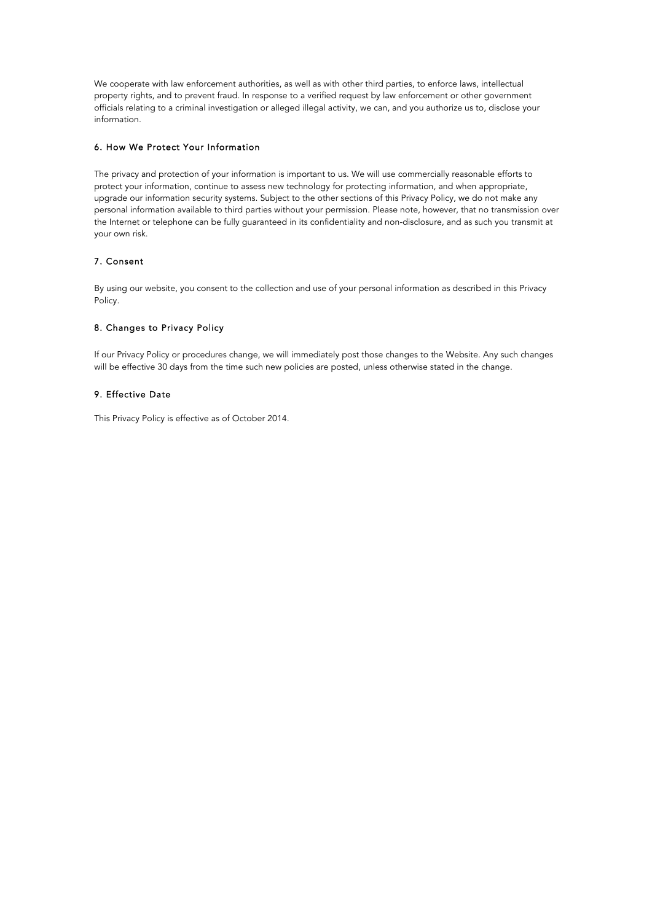We cooperate with law enforcement authorities, as well as with other third parties, to enforce laws, intellectual property rights, and to prevent fraud. In response to a verified request by law enforcement or other government officials relating to a criminal investigation or alleged illegal activity, we can, and you authorize us to, disclose your information.

### 6. How We Protect Your Information

The privacy and protection of your information is important to us. We will use commercially reasonable efforts to protect your information, continue to assess new technology for protecting information, and when appropriate, upgrade our information security systems. Subject to the other sections of this Privacy Policy, we do not make any personal information available to third parties without your permission. Please note, however, that no transmission over the Internet or telephone can be fully guaranteed in its confidentiality and non-disclosure, and as such you transmit at your own risk.

### 7. Consent

By using our website, you consent to the collection and use of your personal information as described in this Privacy Policy.

### 8. Changes to Privacy Policy

If our Privacy Policy or procedures change, we will immediately post those changes to the Website. Any such changes will be effective 30 days from the time such new policies are posted, unless otherwise stated in the change.

### 9. Effective Date

This Privacy Policy is effective as of October 2014.